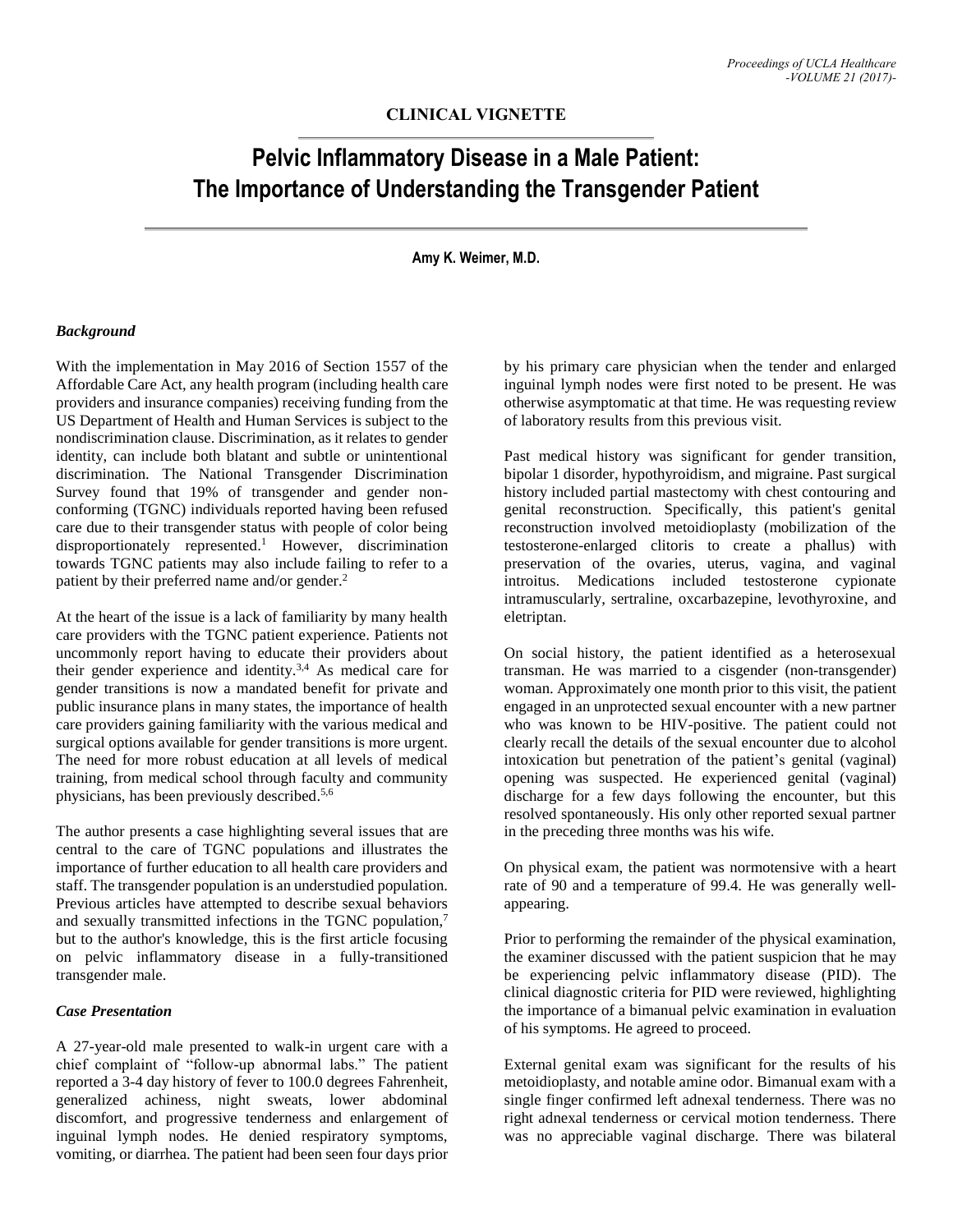CLINICAL VIGNETTE

# Pelvic Inflammatory Disease in a Male Patient: The Importance of Understanding the Transgender Patient

**Amy K. Weimer, M.D.**

### *Background*

With the implementation in May 2016 of Section 1557 of the Affordable Care Act, any health program (including health care providers and insurance companies) receiving funding from the US Department of Health and Human Services is subject to the nondiscrimination clause. Discrimination, as it relates to gender identity, can include both blatant and subtle or unintentional discrimination. The National Transgender Discrimination Survey found that 19% of transgender and gender non-conforming (TGNC) individuals reported having been refused care due to their transgender status with people of color being disproportionately represented.[1] However, discrimination towards TGNC patients may also include failing to refer to a patient by their preferred name and/or gender.[2]

At the heart of the issue is a lack of familiarity by many health care providers with the TGNC patient experience. Patients not uncommonly report having to educate their providers about their gender experience and identity.[3,4] As medical care for gender transitions is now a mandated benefit for private and public insurance plans in many states, the importance of health care providers gaining familiarity with the various medical and surgical options available for gender transitions is more urgent. The need for more robust education at all levels of medical training, from medical school through faculty and community physicians, has been previously described.[5,6]

The author presents a case highlighting several issues that are central to the care of TGNC populations and illustrates the importance of further education to all health care providers and staff. The transgender population is an understudied population. Previous articles have attempted to describe sexual behaviors and sexually transmitted infections in the TGNC population,[7] but to the author's knowledge, this is the first article focusing on pelvic inflammatory disease in a fully-transitioned transgender male.

### *Case Presentation*

A 27-year-old male presented to walk-in urgent care with a chief complaint of "follow-up abnormal labs." The patient reported a 3-4 day history of fever to 100.0 degrees Fahrenheit, generalized achiness, night sweats, lower abdominal discomfort, and progressive tenderness and enlargement of inguinal lymph nodes. He denied respiratory symptoms, vomiting, or diarrhea. The patient had been seen four days prior by his primary care physician when the tender and enlarged inguinal lymph nodes were first noted to be present. He was otherwise asymptomatic at that time. He was requesting review of laboratory results from this previous visit.

Past medical history was significant for gender transition, bipolar 1 disorder, hypothyroidism, and migraine. Past surgical history included partial mastectomy with chest contouring and genital reconstruction. Specifically, this patient's genital reconstruction involved metoidioplasty (mobilization of the testosterone-enlarged clitoris to create a phallus) with preservation of the ovaries, uterus, vagina, and vaginal introitus. Medications included testosterone cypionate intramuscularly, sertraline, oxcarbazepine, levothyroxine, and eletriptan.

On social history, the patient identified as a heterosexual transman. He was married to a cisgender (non-transgender) woman. Approximately one month prior to this visit, the patient engaged in an unprotected sexual encounter with a new partner who was known to be HIV-positive. The patient could not clearly recall the details of the sexual encounter due to alcohol intoxication but penetration of the patient's genital (vaginal) opening was suspected. He experienced genital (vaginal) discharge for a few days following the encounter, but this resolved spontaneously. His only other reported sexual partner in the preceding three months was his wife.

On physical exam, the patient was normotensive with a heart rate of 90 and a temperature of 99.4. He was generally well-appearing.

Prior to performing the remainder of the physical examination, the examiner discussed with the patient suspicion that he may be experiencing pelvic inflammatory disease (PID). The clinical diagnostic criteria for PID were reviewed, highlighting the importance of a bimanual pelvic examination in evaluation of his symptoms. He agreed to proceed.

External genital exam was significant for the results of his metoidioplasty, and notable amine odor. Bimanual exam with a single finger confirmed left adnexal tenderness. There was no right adnexal tenderness or cervical motion tenderness. There was no appreciable vaginal discharge. There was bilateral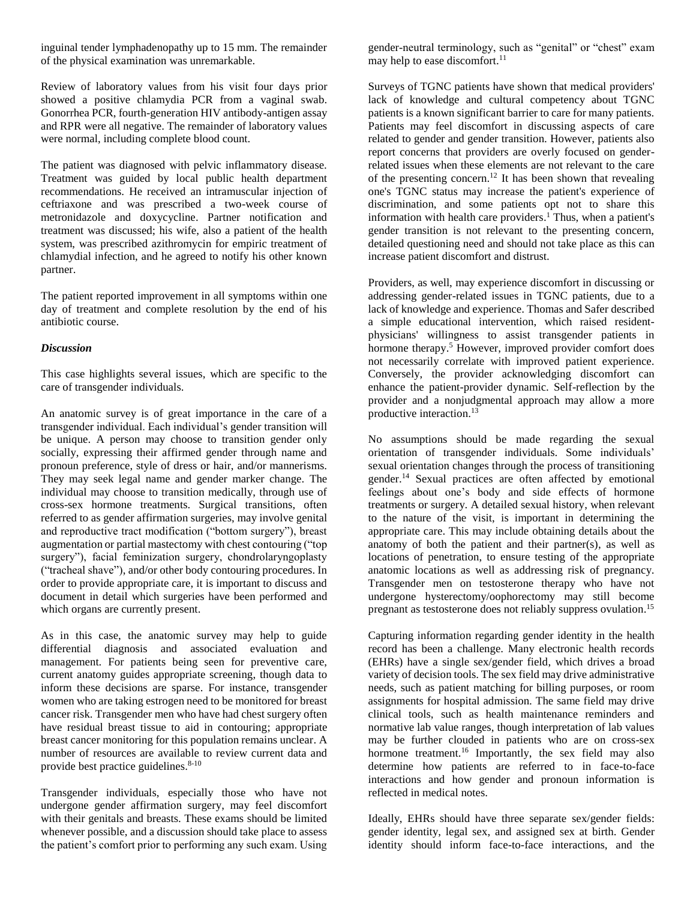inguinal tender lymphadenopathy up to 15 mm. The remainder of the physical examination was unremarkable.

Review of laboratory values from his visit four days prior showed a positive chlamydia PCR from a vaginal swab. Gonorrhea PCR, fourth-generation HIV antibody-antigen assay and RPR were all negative. The remainder of laboratory values were normal, including complete blood count.

The patient was diagnosed with pelvic inflammatory disease. Treatment was guided by local public health department recommendations. He received an intramuscular injection of ceftriaxone and was prescribed a two-week course of metronidazole and doxycycline. Partner notification and treatment was discussed; his wife, also a patient of the health system, was prescribed azithromycin for empiric treatment of chlamydial infection, and he agreed to notify his other known partner.

The patient reported improvement in all symptoms within one day of treatment and complete resolution by the end of his antibiotic course.

***Discussion***

This case highlights several issues, which are specific to the care of transgender individuals.

An anatomic survey is of great importance in the care of a transgender individual. Each individual's gender transition will be unique. A person may choose to transition gender only socially, expressing their affirmed gender through name and pronoun preference, style of dress or hair, and/or mannerisms. They may seek legal name and gender marker change. The individual may choose to transition medically, through use of cross-sex hormone treatments. Surgical transitions, often referred to as gender affirmation surgeries, may involve genital and reproductive tract modification ("bottom surgery"), breast augmentation or partial mastectomy with chest contouring ("top surgery"), facial feminization surgery, chondrolaryngoplasty ("tracheal shave"), and/or other body contouring procedures. In order to provide appropriate care, it is important to discuss and document in detail which surgeries have been performed and which organs are currently present.

As in this case, the anatomic survey may help to guide differential diagnosis and associated evaluation and management. For patients being seen for preventive care, current anatomy guides appropriate screening, though data to inform these decisions are sparse. For instance, transgender women who are taking estrogen need to be monitored for breast cancer risk. Transgender men who have had chest surgery often have residual breast tissue to aid in contouring; appropriate breast cancer monitoring for this population remains unclear. A number of resources are available to review current data and provide best practice guidelines.[8-10]

Transgender individuals, especially those who have not undergone gender affirmation surgery, may feel discomfort with their genitals and breasts. These exams should be limited whenever possible, and a discussion should take place to assess the patient's comfort prior to performing any such exam. Using gender-neutral terminology, such as "genital" or "chest" exam may help to ease discomfort.[11]

Surveys of TGNC patients have shown that medical providers' lack of knowledge and cultural competency about TGNC patients is a known significant barrier to care for many patients. Patients may feel discomfort in discussing aspects of care related to gender and gender transition. However, patients also report concerns that providers are overly focused on gender-related issues when these elements are not relevant to the care of the presenting concern.[12] It has been shown that revealing one's TGNC status may increase the patient's experience of discrimination, and some patients opt not to share this information with health care providers.[1] Thus, when a patient's gender transition is not relevant to the presenting concern, detailed questioning need and should not take place as this can increase patient discomfort and distrust.

Providers, as well, may experience discomfort in discussing or addressing gender-related issues in TGNC patients, due to a lack of knowledge and experience. Thomas and Safer described a simple educational intervention, which raised resident-physicians' willingness to assist transgender patients in hormone therapy.[5] However, improved provider comfort does not necessarily correlate with improved patient experience. Conversely, the provider acknowledging discomfort can enhance the patient-provider dynamic. Self-reflection by the provider and a nonjudgmental approach may allow a more productive interaction.[13]

No assumptions should be made regarding the sexual orientation of transgender individuals. Some individuals' sexual orientation changes through the process of transitioning gender.[14] Sexual practices are often affected by emotional feelings about one's body and side effects of hormone treatments or surgery. A detailed sexual history, when relevant to the nature of the visit, is important in determining the appropriate care. This may include obtaining details about the anatomy of both the patient and their partner(s), as well as locations of penetration, to ensure testing of the appropriate anatomic locations as well as addressing risk of pregnancy. Transgender men on testosterone therapy who have not undergone hysterectomy/oophorectomy may still become pregnant as testosterone does not reliably suppress ovulation.[15]

Capturing information regarding gender identity in the health record has been a challenge. Many electronic health records (EHRs) have a single sex/gender field, which drives a broad variety of decision tools. The sex field may drive administrative needs, such as patient matching for billing purposes, or room assignments for hospital admission. The same field may drive clinical tools, such as health maintenance reminders and normative lab value ranges, though interpretation of lab values may be further clouded in patients who are on cross-sex hormone treatment.[16] Importantly, the sex field may also determine how patients are referred to in face-to-face interactions and how gender and pronoun information is reflected in medical notes.

Ideally, EHRs should have three separate sex/gender fields: gender identity, legal sex, and assigned sex at birth. Gender identity should inform face-to-face interactions, and the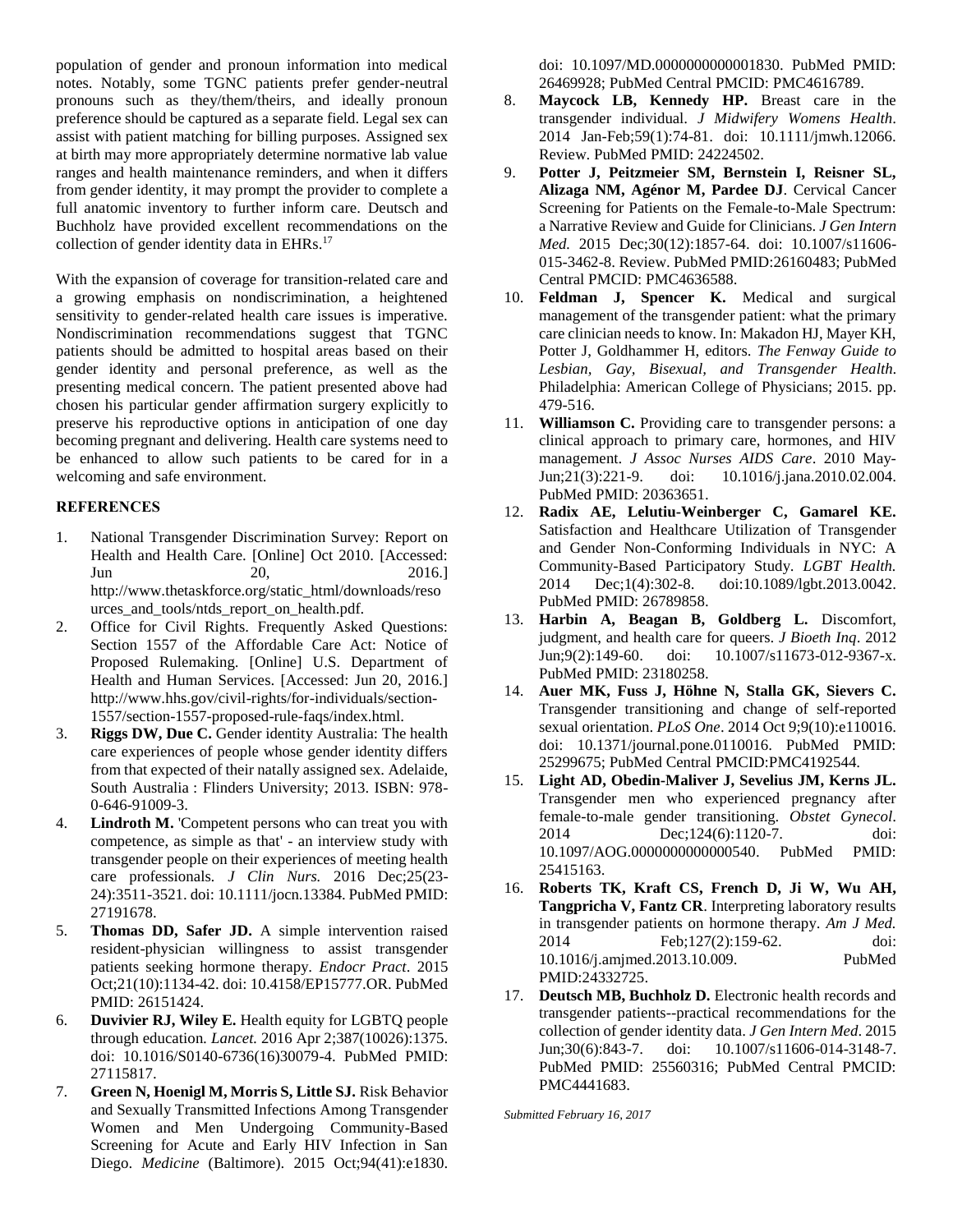population of gender and pronoun information into medical notes. Notably, some TGNC patients prefer gender-neutral pronouns such as they/them/theirs, and ideally pronoun preference should be captured as a separate field. Legal sex can assist with patient matching for billing purposes. Assigned sex at birth may more appropriately determine normative lab value ranges and health maintenance reminders, and when it differs from gender identity, it may prompt the provider to complete a full anatomic inventory to further inform care. Deutsch and Buchholz have provided excellent recommendations on the collection of gender identity data in EHRs.[17]

With the expansion of coverage for transition-related care and a growing emphasis on nondiscrimination, a heightened sensitivity to gender-related health care issues is imperative. Nondiscrimination recommendations suggest that TGNC patients should be admitted to hospital areas based on their gender identity and personal preference, as well as the presenting medical concern. The patient presented above had chosen his particular gender affirmation surgery explicitly to preserve his reproductive options in anticipation of one day becoming pregnant and delivering. Health care systems need to be enhanced to allow such patients to be cared for in a welcoming and safe environment.

## REFERENCES

1. National Transgender Discrimination Survey: Report on Health and Health Care. [Online] Oct 2010. [Accessed: Jun 20, 2016.] http://www.thetaskforce.org/static_html/downloads/resources_and_tools/ntds_report_on_health.pdf.
2. Office for Civil Rights. Frequently Asked Questions: Section 1557 of the Affordable Care Act: Notice of Proposed Rulemaking. [Online] U.S. Department of Health and Human Services. [Accessed: Jun 20, 2016.] http://www.hhs.gov/civil-rights/for-individuals/section-1557/section-1557-proposed-rule-faqs/index.html.
3. **Riggs DW, Due C.** Gender identity Australia: The health care experiences of people whose gender identity differs from that expected of their natally assigned sex. Adelaide, South Australia : Flinders University; 2013. ISBN: 978-0-646-91009-3.
4. **Lindroth M.** 'Competent persons who can treat you with competence, as simple as that' - an interview study with transgender people on their experiences of meeting health care professionals. *J Clin Nurs.* 2016 Dec;25(23-24):3511-3521. doi: 10.1111/jocn.13384. PubMed PMID: 27191678.
5. **Thomas DD, Safer JD.** A simple intervention raised resident-physician willingness to assist transgender patients seeking hormone therapy. *Endocr Pract*. 2015 Oct;21(10):1134-42. doi: 10.4158/EP15777.OR. PubMed PMID: 26151424.
6. **Duvivier RJ, Wiley E.** Health equity for LGBTQ people through education. *Lancet.* 2016 Apr 2;387(10026):1375. doi: 10.1016/S0140-6736(16)30079-4. PubMed PMID: 27115817.
7. **Green N, Hoenigl M, Morris S, Little SJ.** Risk Behavior and Sexually Transmitted Infections Among Transgender Women and Men Undergoing Community-Based Screening for Acute and Early HIV Infection in San Diego. *Medicine* (Baltimore). 2015 Oct;94(41):e1830. doi: 10.1097/MD.0000000000001830. PubMed PMID: 26469928; PubMed Central PMCID: PMC4616789.
8. **Maycock LB, Kennedy HP.** Breast care in the transgender individual. *J Midwifery Womens Health*. 2014 Jan-Feb;59(1):74-81. doi: 10.1111/jmwh.12066. Review. PubMed PMID: 24224502.
9. **Potter J, Peitzmeier SM, Bernstein I, Reisner SL, Alizaga NM, Agénor M, Pardee DJ**. Cervical Cancer Screening for Patients on the Female-to-Male Spectrum: a Narrative Review and Guide for Clinicians. *J Gen Intern Med.* 2015 Dec;30(12):1857-64. doi: 10.1007/s11606-015-3462-8. Review. PubMed PMID:26160483; PubMed Central PMCID: PMC4636588.
10. **Feldman J, Spencer K.** Medical and surgical management of the transgender patient: what the primary care clinician needs to know. In: Makadon HJ, Mayer KH, Potter J, Goldhammer H, editors. *The Fenway Guide to Lesbian, Gay, Bisexual, and Transgender Health.* Philadelphia: American College of Physicians; 2015. pp. 479-516.
11. **Williamson C.** Providing care to transgender persons: a clinical approach to primary care, hormones, and HIV management. *J Assoc Nurses AIDS Care*. 2010 May-Jun;21(3):221-9. doi: 10.1016/j.jana.2010.02.004. PubMed PMID: 20363651.
12. **Radix AE, Lelutiu-Weinberger C, Gamarel KE.** Satisfaction and Healthcare Utilization of Transgender and Gender Non-Conforming Individuals in NYC: A Community-Based Participatory Study. *LGBT Health.* 2014 Dec;1(4):302-8. doi:10.1089/lgbt.2013.0042. PubMed PMID: 26789858.
13. **Harbin A, Beagan B, Goldberg L.** Discomfort, judgment, and health care for queers. *J Bioeth Inq*. 2012 Jun;9(2):149-60. doi: 10.1007/s11673-012-9367-x. PubMed PMID: 23180258.
14. **Auer MK, Fuss J, Höhne N, Stalla GK, Sievers C.** Transgender transitioning and change of self-reported sexual orientation. *PLoS One*. 2014 Oct 9;9(10):e110016. doi: 10.1371/journal.pone.0110016. PubMed PMID: 25299675; PubMed Central PMCID:PMC4192544.
15. **Light AD, Obedin-Maliver J, Sevelius JM, Kerns JL.** Transgender men who experienced pregnancy after female-to-male gender transitioning. *Obstet Gynecol*. 2014 Dec;124(6):1120-7. doi: 10.1097/AOG.0000000000000540. PubMed PMID: 25415163.
16. **Roberts TK, Kraft CS, French D, Ji W, Wu AH, Tangpricha V, Fantz CR**. Interpreting laboratory results in transgender patients on hormone therapy. *Am J Med.* 2014 Feb;127(2):159-62. doi: 10.1016/j.amjmed.2013.10.009. PubMed PMID:24332725.
17. **Deutsch MB, Buchholz D.** Electronic health records and transgender patients--practical recommendations for the collection of gender identity data. *J Gen Intern Med*. 2015 Jun;30(6):843-7. doi: 10.1007/s11606-014-3148-7. PubMed PMID: 25560316; PubMed Central PMCID: PMC4441683.

*Submitted February 16, 2017*